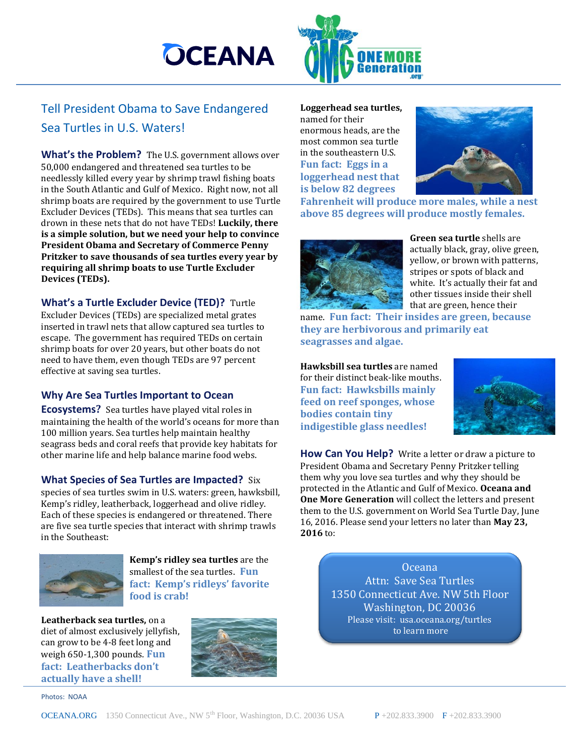OCEANA

ONE MORE Generation .org

# Tell President Obama to Save Endangered Sea Turtles in U.S. Waters!

**What's the Problem?** The U.S. government allows over 50,000 endangered and threatened sea turtles to be needlessly killed every year by shrimp trawl fishing boats in the South Atlantic and Gulf of Mexico. Right now, not all shrimp boats are required by the government to use Turtle Excluder Devices (TEDs). This means that sea turtles can drown in these nets that do not have TEDs! **Luckily, there is a simple solution, but we need your help to convince President Obama and Secretary of Commerce Penny Pritzker to save thousands of sea turtles every year by requiring all shrimp boats to use Turtle Excluder Devices (TEDs).**

**What's a Turtle Excluder Device (TED)?** Turtle Excluder Devices (TEDs) are specialized metal grates inserted in trawl nets that allow captured sea turtles to escape. The government has required TEDs on certain shrimp boats for over 20 years, but other boats do not need to have them, even though TEDs are 97 percent effective at saving sea turtles.

**Why Are Sea Turtles Important to Ocean Ecosystems?** Sea turtles have played vital roles in maintaining the health of the world's oceans for more than 100 million years. Sea turtles help maintain healthy seagrass beds and coral reefs that provide key habitats for other marine life and help balance marine food webs.

**What Species of Sea Turtles are Impacted?** Six species of sea turtles swim in U.S. waters: green, hawksbill, Kemp's ridley, leatherback, loggerhead and olive ridley. Each of these species is endangered or threatened. There are five sea turtle species that interact with shrimp trawls in the Southeast:

**Kemp's ridley sea turtles** are the smallest of the sea turtles. **Fun fact: Kemp's ridleys' favorite food is crab!**

**Leatherback sea turtles,** on a diet of almost exclusively jellyfish, can grow to be 4-8 feet long and weigh 650-1,300 pounds. **Fun fact: Leatherbacks don't actually have a shell!**

**Loggerhead sea turtles,** named for their enormous heads, are the most common sea turtle in the southeastern U.S. **Fun fact: Eggs in a loggerhead nest that is below 82 degrees Fahrenheit will produce more males, while a nest above 85 degrees will produce mostly females.**

**Green sea turtle** shells are actually black, gray, olive green, yellow, or brown with patterns, stripes or spots of black and white. It's actually their fat and other tissues inside their shell that are green, hence their name. **Fun fact: Their insides are green, because they are herbivorous and primarily eat seagrasses and algae.**

**Hawksbill sea turtles** are named for their distinct beak-like mouths. **Fun fact: Hawksbills mainly feed on reef sponges, whose bodies contain tiny indigestible glass needles!**

**How Can You Help?** Write a letter or draw a picture to President Obama and Secretary Penny Pritzker telling them why you love sea turtles and why they should be protected in the Atlantic and Gulf of Mexico. **Oceana and One More Generation** will collect the letters and present them to the U.S. government on World Sea Turtle Day, June 16, 2016. Please send your letters no later than **May 23, 2016** to:

Oceana
Attn: Save Sea Turtles
1350 Connecticut Ave. NW 5th Floor
Washington, DC 20036
Please visit: usa.oceana.org/turtles
to learn more

Photos: NOAA

OCEANA.ORG 1350 Connecticut Ave., NW 5th Floor, Washington, D.C. 20036 USA P +202.833.3900 F +202.833.3900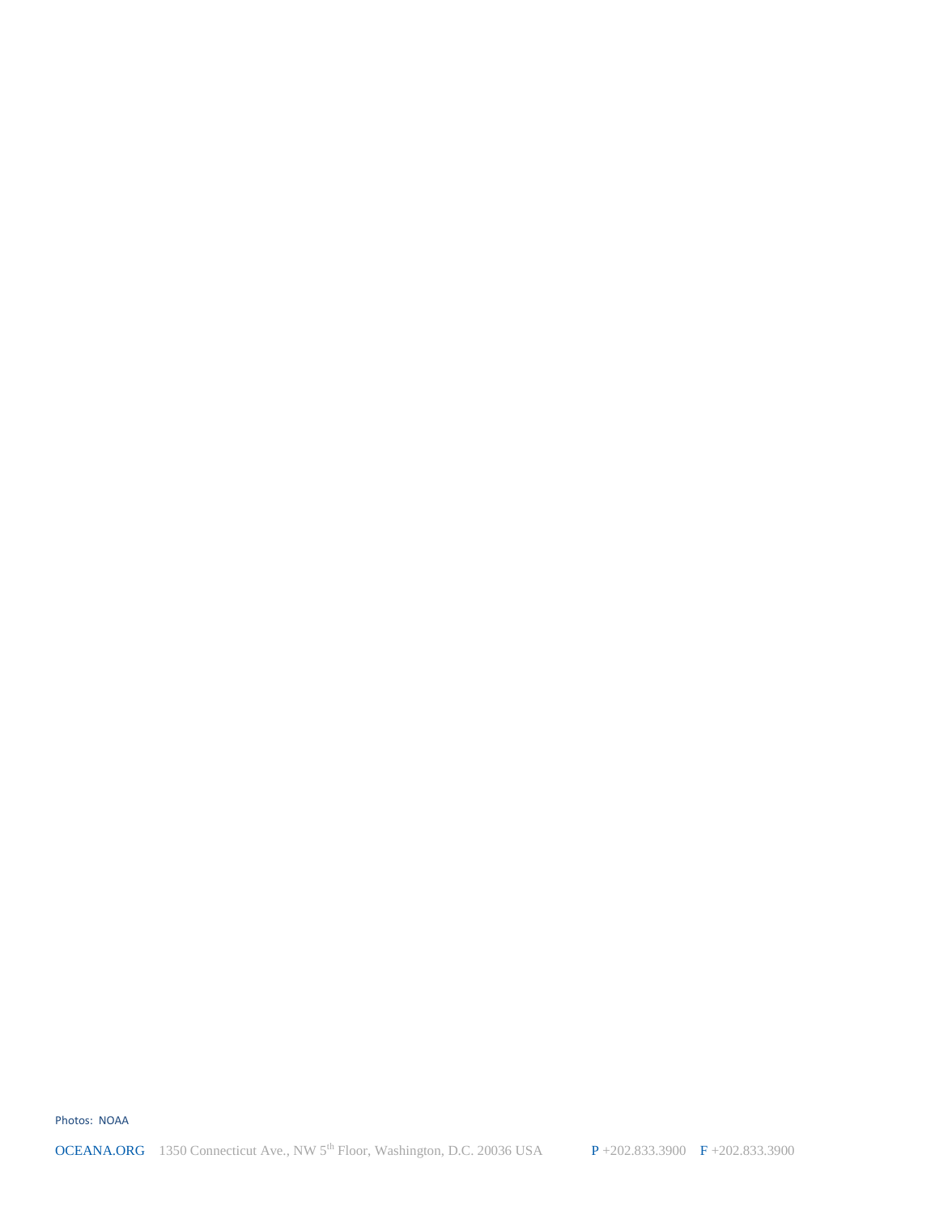Photos: NOAA

OCEANA.ORG 1350 Connecticut Ave., NW 5th Floor, Washington, D.C. 20036 USA P +202.833.3900 F +202.833.3900